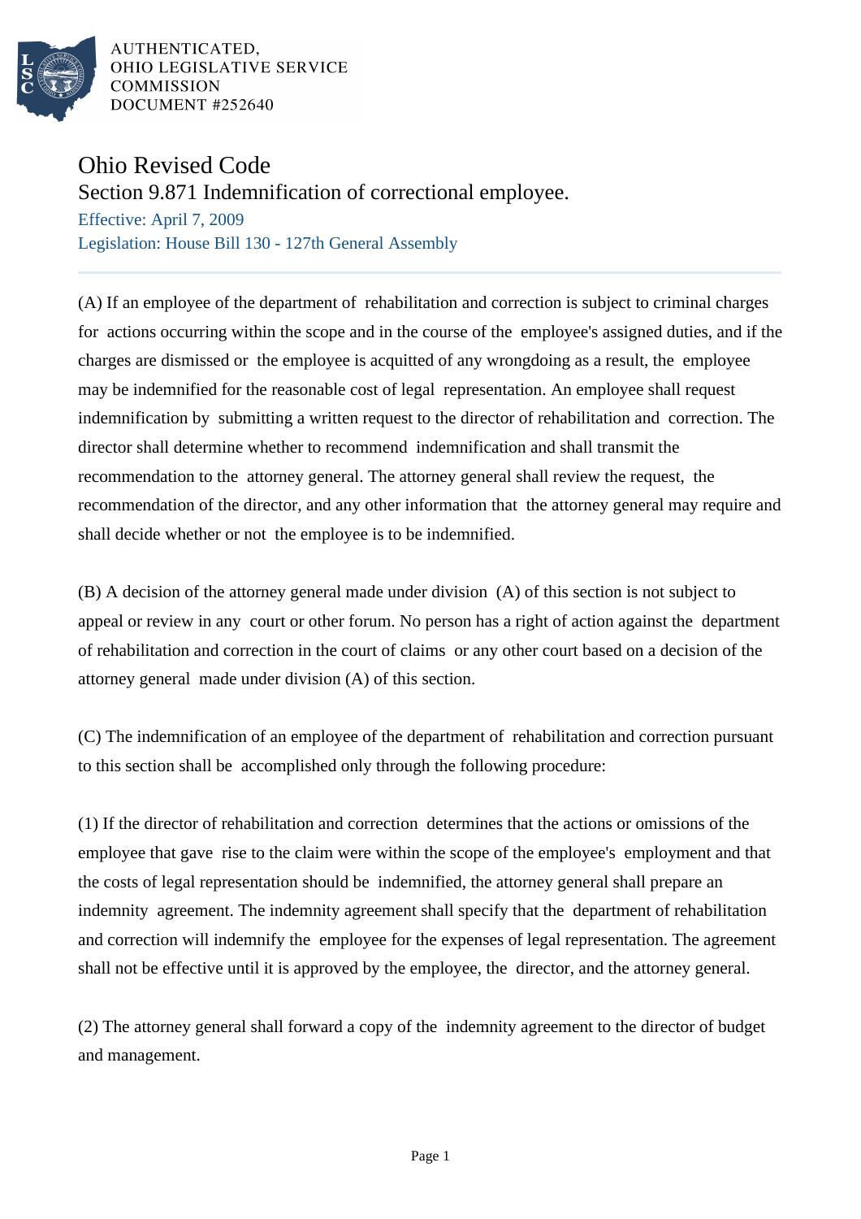AUTHENTICATED,
OHIO LEGISLATIVE SERVICE
COMMISSION
DOCUMENT #252640

# Ohio Revised Code

## Section 9.871 Indemnification of correctional employee.

Effective: April 7, 2009

Legislation: House Bill 130 - 127th General Assembly

---

(A) If an employee of the department of rehabilitation and correction is subject to criminal charges for actions occurring within the scope and in the course of the employee's assigned duties, and if the charges are dismissed or the employee is acquitted of any wrongdoing as a result, the employee may be indemnified for the reasonable cost of legal representation. An employee shall request indemnification by submitting a written request to the director of rehabilitation and correction. The director shall determine whether to recommend indemnification and shall transmit the recommendation to the attorney general. The attorney general shall review the request, the recommendation of the director, and any other information that the attorney general may require and shall decide whether or not the employee is to be indemnified.

(B) A decision of the attorney general made under division (A) of this section is not subject to appeal or review in any court or other forum. No person has a right of action against the department of rehabilitation and correction in the court of claims or any other court based on a decision of the attorney general made under division (A) of this section.

(C) The indemnification of an employee of the department of rehabilitation and correction pursuant to this section shall be accomplished only through the following procedure:

(1) If the director of rehabilitation and correction determines that the actions or omissions of the employee that gave rise to the claim were within the scope of the employee's employment and that the costs of legal representation should be indemnified, the attorney general shall prepare an indemnity agreement. The indemnity agreement shall specify that the department of rehabilitation and correction will indemnify the employee for the expenses of legal representation. The agreement shall not be effective until it is approved by the employee, the director, and the attorney general.

(2) The attorney general shall forward a copy of the indemnity agreement to the director of budget and management.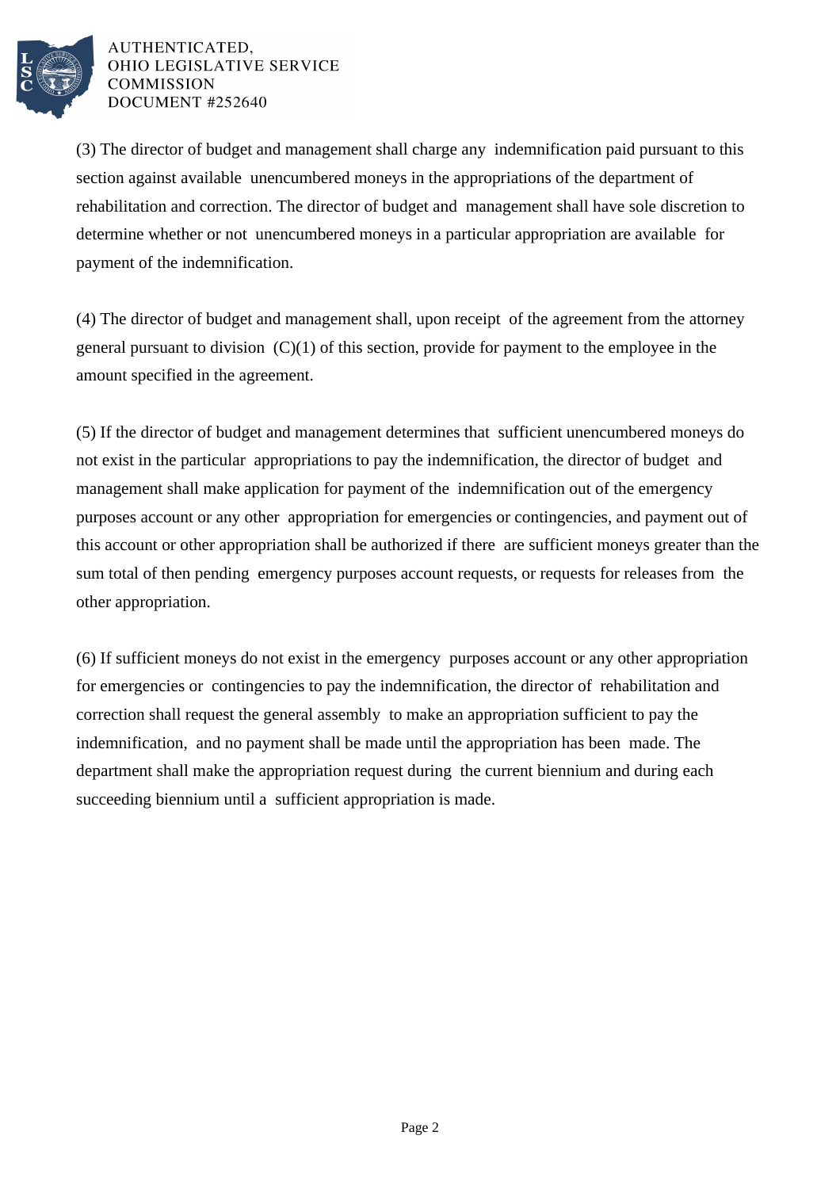(3) The director of budget and management shall charge any indemnification paid pursuant to this section against available unencumbered moneys in the appropriations of the department of rehabilitation and correction. The director of budget and management shall have sole discretion to determine whether or not unencumbered moneys in a particular appropriation are available for payment of the indemnification.

(4) The director of budget and management shall, upon receipt of the agreement from the attorney general pursuant to division (C)(1) of this section, provide for payment to the employee in the amount specified in the agreement.

(5) If the director of budget and management determines that sufficient unencumbered moneys do not exist in the particular appropriations to pay the indemnification, the director of budget and management shall make application for payment of the indemnification out of the emergency purposes account or any other appropriation for emergencies or contingencies, and payment out of this account or other appropriation shall be authorized if there are sufficient moneys greater than the sum total of then pending emergency purposes account requests, or requests for releases from the other appropriation.

(6) If sufficient moneys do not exist in the emergency purposes account or any other appropriation for emergencies or contingencies to pay the indemnification, the director of rehabilitation and correction shall request the general assembly to make an appropriation sufficient to pay the indemnification, and no payment shall be made until the appropriation has been made. The department shall make the appropriation request during the current biennium and during each succeeding biennium until a sufficient appropriation is made.